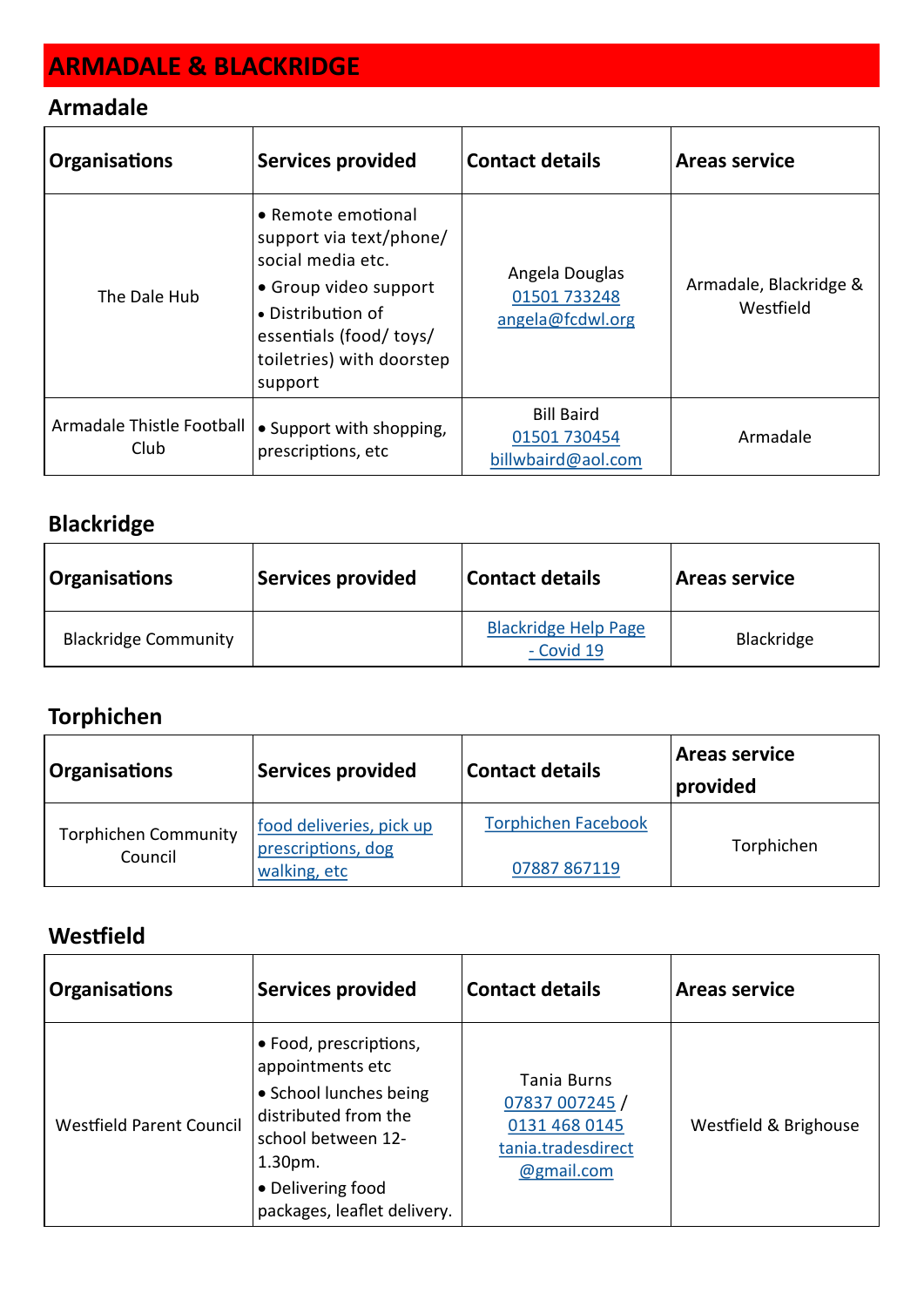# ARMADALE & BLACKRIDGE

## Armadale

| Organisations | Services provided | Contact details | Areas service |
|---|---|---|---|
| The Dale Hub | • Remote emotional support via text/phone/ social media etc.<br>• Group video support<br>• Distribution of essentials (food/ toys/ toiletries) with doorstep support | Angela Douglas<br>01501 733248<br>angela@fcdwl.org | Armadale, Blackridge & Westfield |
| Armadale Thistle Football Club | • Support with shopping, prescriptions, etc | Bill Baird<br>01501 730454<br>billwbaird@aol.com | Armadale |

## Blackridge

| Organisations | Services provided | Contact details | Areas service |
|---|---|---|---|
| Blackridge Community | | Blackridge Help Page - Covid 19 | Blackridge |

## Torphichen

| Organisations | Services provided | Contact details | Areas service provided |
|---|---|---|---|
| Torphichen Community Council | food deliveries, pick up prescriptions, dog walking, etc | Torphichen Facebook<br><br>07887 867119 | Torphichen |

## Westfield

| Organisations | Services provided | Contact details | Areas service |
|---|---|---|---|
| Westfield Parent Council | • Food, prescriptions, appointments etc<br>• School lunches being distributed from the school between 12-1.30pm.<br>• Delivering food packages, leaflet delivery. | Tania Burns<br>07837 007245 / 0131 468 0145<br>tania.tradesdirect@gmail.com | Westfield & Brighouse |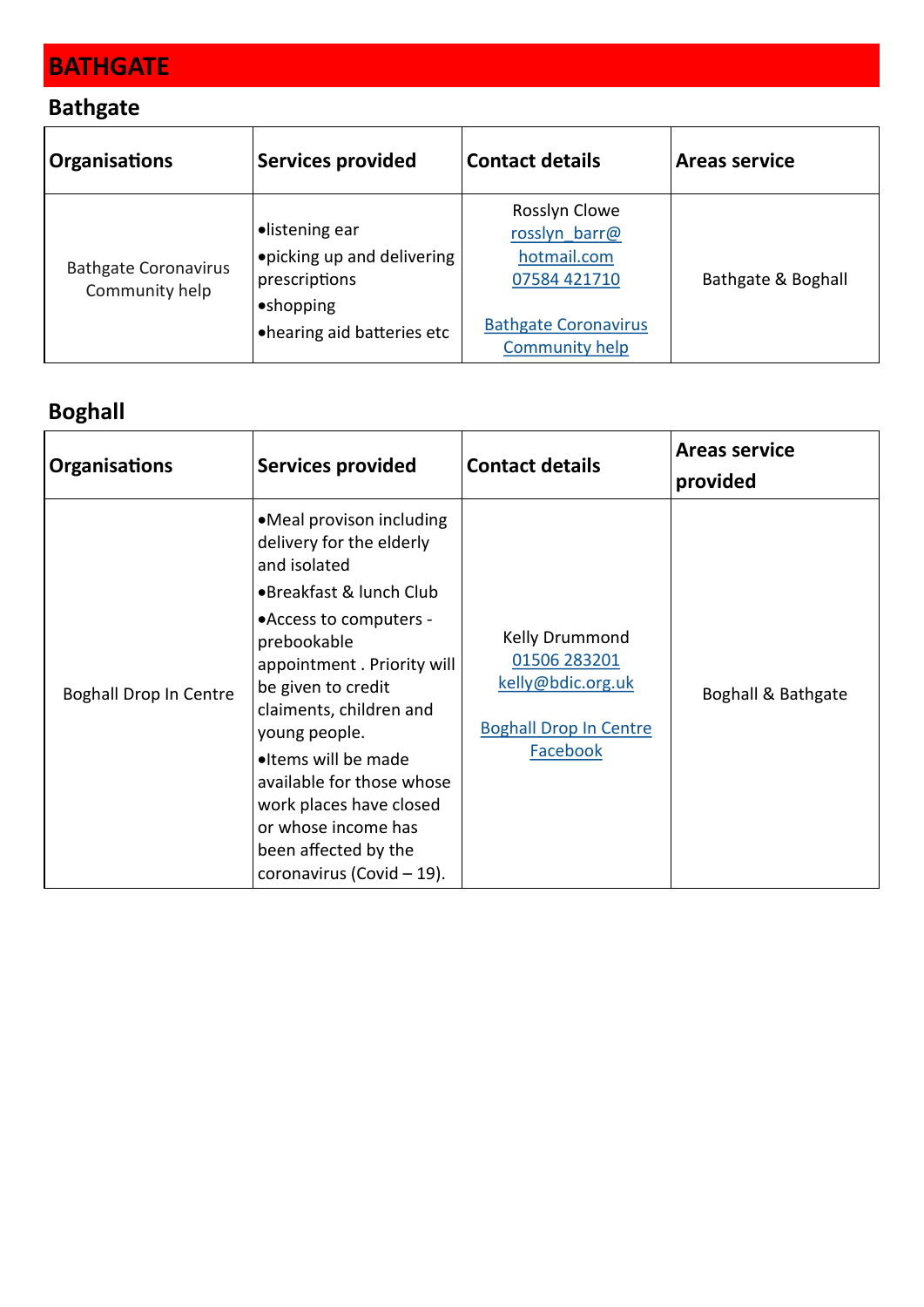# BATHGATE

## Bathgate

| Organisations | Services provided | Contact details | Areas service |
|---|---|---|---|
| Bathgate Coronavirus Community help | •listening ear<br>•picking up and delivering prescriptions<br>•shopping<br>•hearing aid batteries etc | Rosslyn Clowe<br>rosslyn_barr@hotmail.com<br>07584 421710<br><br>Bathgate Coronavirus Community help | Bathgate & Boghall |

## Boghall

| Organisations | Services provided | Contact details | Areas service provided |
|---|---|---|---|
| Boghall Drop In Centre | •Meal provison including delivery for the elderly and isolated<br>•Breakfast & lunch Club<br>•Access to computers - prebookable appointment . Priority will be given to credit claiments, children and young people.<br>•Items will be made available for those whose work places have closed or whose income has been affected by the coronavirus (Covid – 19). | Kelly Drummond<br>01506 283201<br>kelly@bdic.org.uk<br><br>Boghall Drop In Centre Facebook | Boghall & Bathgate |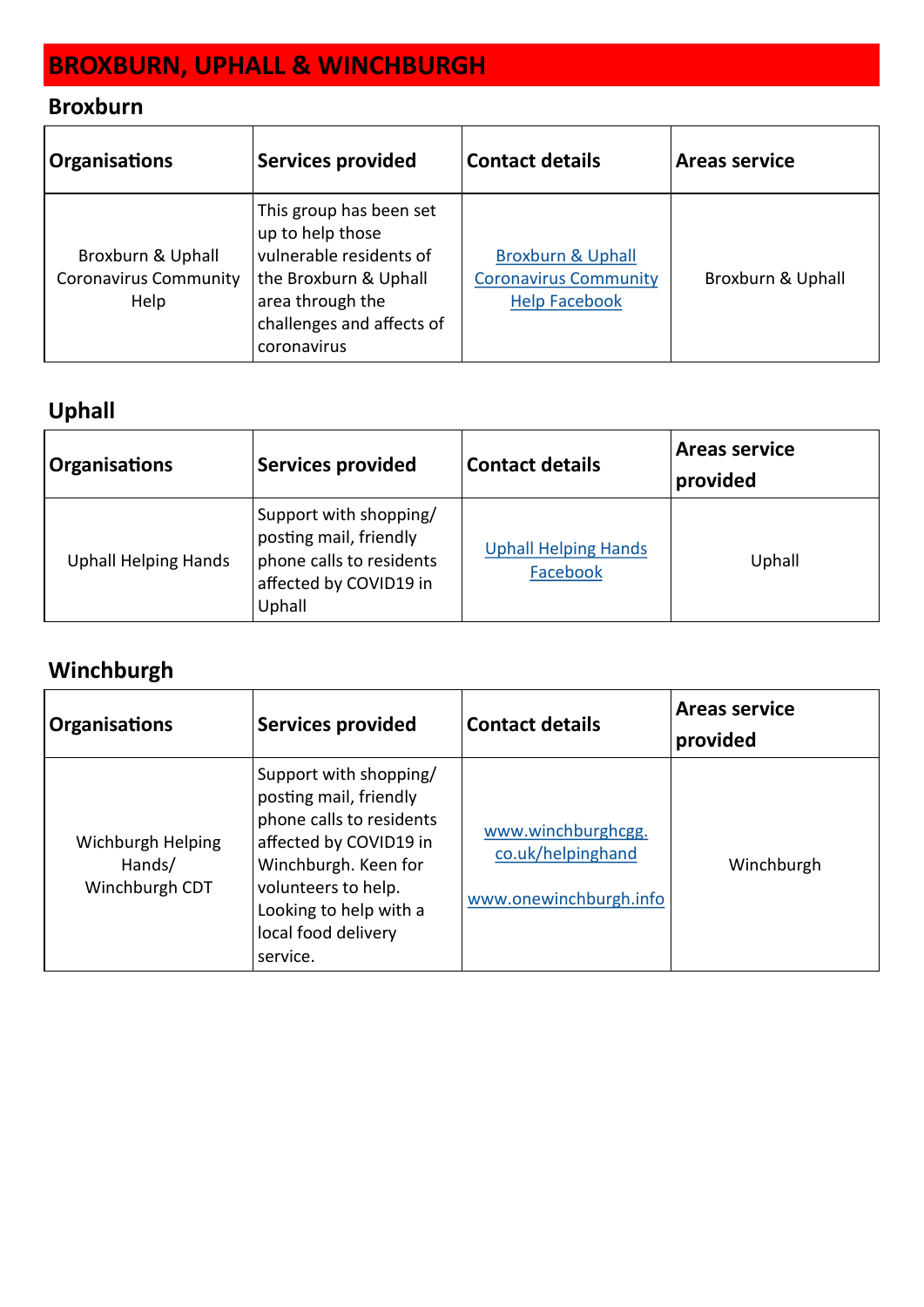# BROXBURN, UPHALL & WINCHBURGH

## Broxburn

| Organisations | Services provided | Contact details | Areas service |
|---|---|---|---|
| Broxburn & Uphall Coronavirus Community Help | This group has been set up to help those vulnerable residents of the Broxburn & Uphall area through the challenges and affects of coronavirus | Broxburn & Uphall Coronavirus Community Help Facebook | Broxburn & Uphall |

## Uphall

| Organisations | Services provided | Contact details | Areas service provided |
|---|---|---|---|
| Uphall Helping Hands | Support with shopping/ posting mail, friendly phone calls to residents affected by COVID19 in Uphall | Uphall Helping Hands Facebook | Uphall |

## Winchburgh

| Organisations | Services provided | Contact details | Areas service provided |
|---|---|---|---|
| Wichburgh Helping Hands/ Winchburgh CDT | Support with shopping/ posting mail, friendly phone calls to residents affected by COVID19 in Winchburgh. Keen for volunteers to help. Looking to help with a local food delivery service. | www.winchburghcgg.co.uk/helpinghand<br><br>www.onewinchburgh.info | Winchburgh |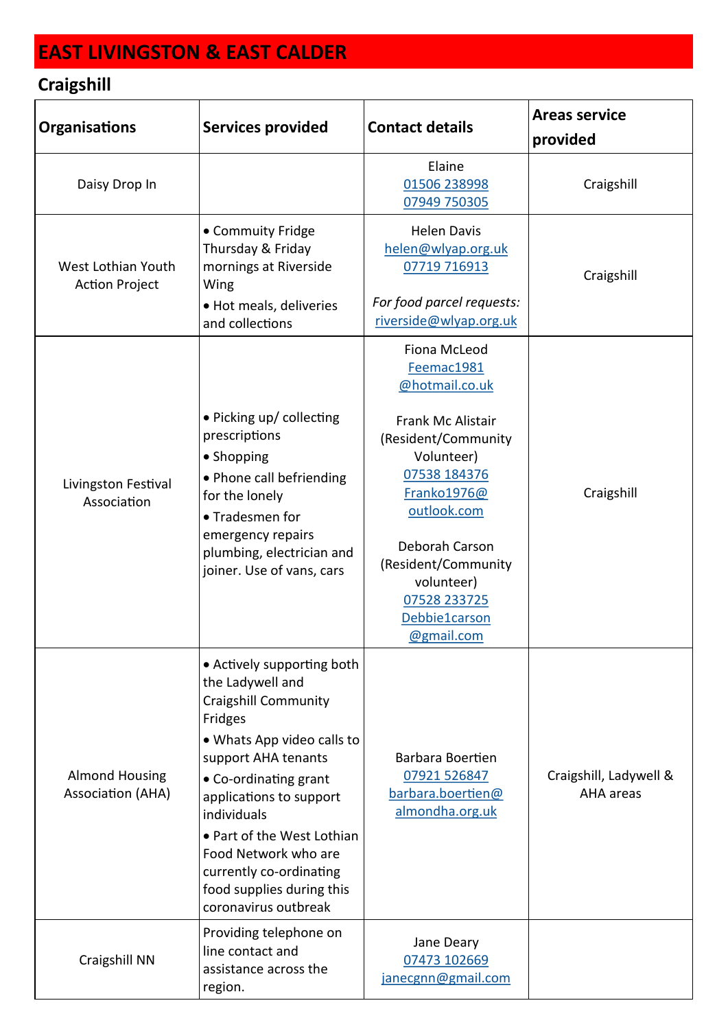# EAST LIVINGSTON & EAST CALDER

## Craigshill

| Organisations | Services provided | Contact details | Areas service provided |
|---|---|---|---|
| Daisy Drop In | | Elaine<br>01506 238998<br>07949 750305 | Craigshill |
| West Lothian Youth Action Project | • Commuity Fridge Thursday & Friday mornings at Riverside Wing<br>• Hot meals, deliveries and collections | Helen Davis<br>helen@wlyap.org.uk<br>07719 716913<br><br>*For food parcel requests:*<br>riverside@wlyap.org.uk | Craigshill |
| Livingston Festival Association | • Picking up/ collecting prescriptions<br>• Shopping<br>• Phone call befriending for the lonely<br>• Tradesmen for emergency repairs plumbing, electrician and joiner. Use of vans, cars | Fiona McLeod<br>Feemac1981@hotmail.co.uk<br><br>Frank Mc Alistair (Resident/Community Volunteer)<br>07538 184376<br>Franko1976@outlook.com<br><br>Deborah Carson (Resident/Community volunteer)<br>07528 233725<br>Debbie1carson@gmail.com | Craigshill |
| Almond Housing Association (AHA) | • Actively supporting both the Ladywell and Craigshill Community Fridges<br>• Whats App video calls to support AHA tenants<br>• Co-ordinating grant applications to support individuals<br>• Part of the West Lothian Food Network who are currently co-ordinating food supplies during this coronavirus outbreak | Barbara Boertien<br>07921 526847<br>barbara.boertien@almondha.org.uk | Craigshill, Ladywell & AHA areas |
| Craigshill NN | Providing telephone on line contact and assistance across the region. | Jane Deary<br>07473 102669<br>janecgnn@gmail.com | |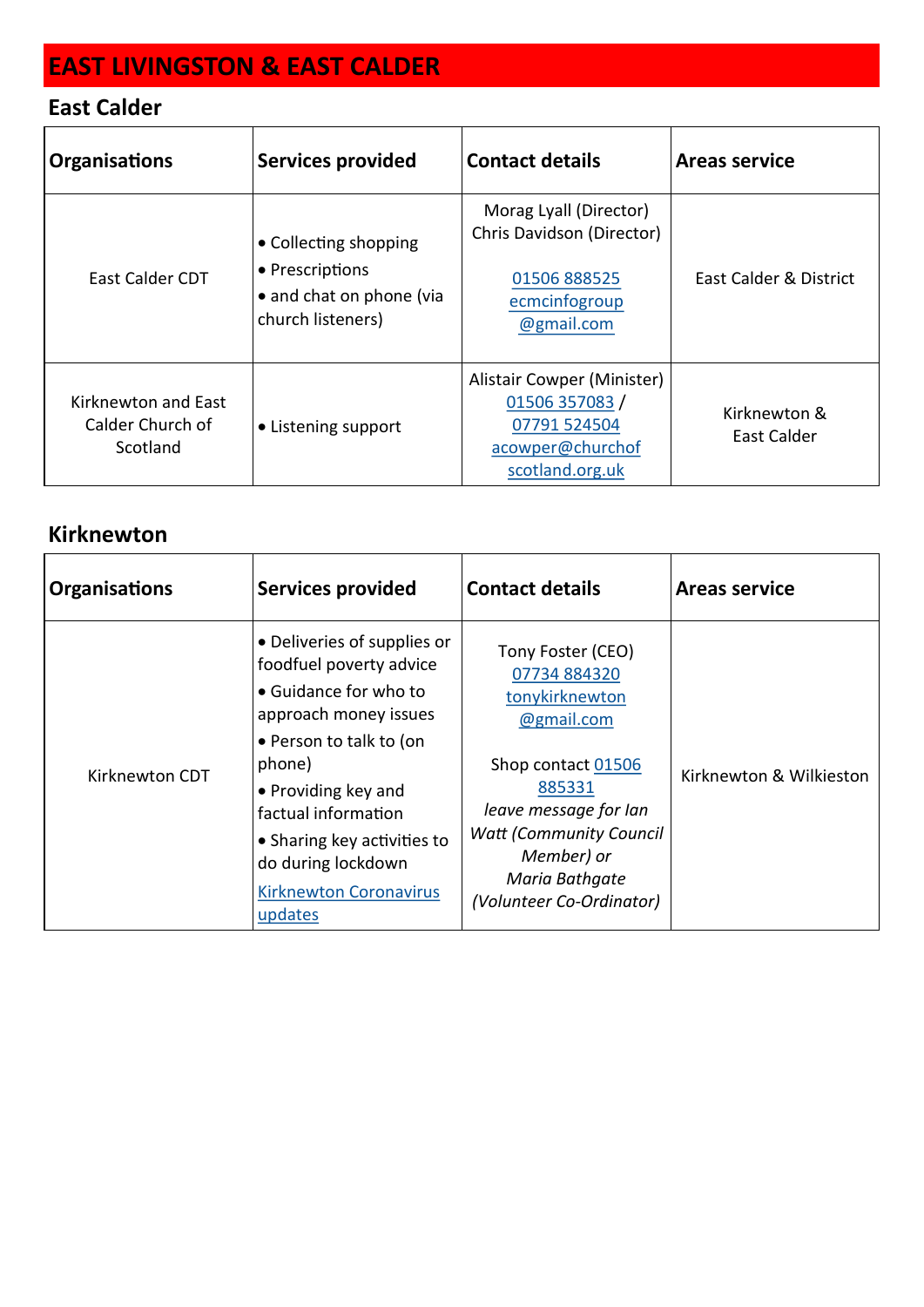# EAST LIVINGSTON & EAST CALDER

## East Calder

| Organisations | Services provided | Contact details | Areas service |
|---|---|---|---|
| East Calder CDT | • Collecting shopping<br>• Prescriptions<br>• and chat on phone (via church listeners) | Morag Lyall (Director)<br>Chris Davidson (Director)<br><br>01506 888525<br>ecmcinfogroup@gmail.com | East Calder & District |
| Kirknewton and East Calder Church of Scotland | • Listening support | Alistair Cowper (Minister)<br>01506 357083 / 07791 524504<br>acowper@churchofscotland.org.uk | Kirknewton & East Calder |

## Kirknewton

| Organisations | Services provided | Contact details | Areas service |
|---|---|---|---|
| Kirknewton CDT | • Deliveries of supplies or foodfuel poverty advice<br>• Guidance for who to approach money issues<br>• Person to talk to (on phone)<br>• Providing key and factual information<br>• Sharing key activities to do during lockdown<br>Kirknewton Coronavirus updates | Tony Foster (CEO)<br>07734 884320<br>tonykirknewton@gmail.com<br><br>Shop contact 01506 885331<br>*leave message for Ian Watt (Community Council Member) or Maria Bathgate (Volunteer Co-Ordinator)* | Kirknewton & Wilkieston |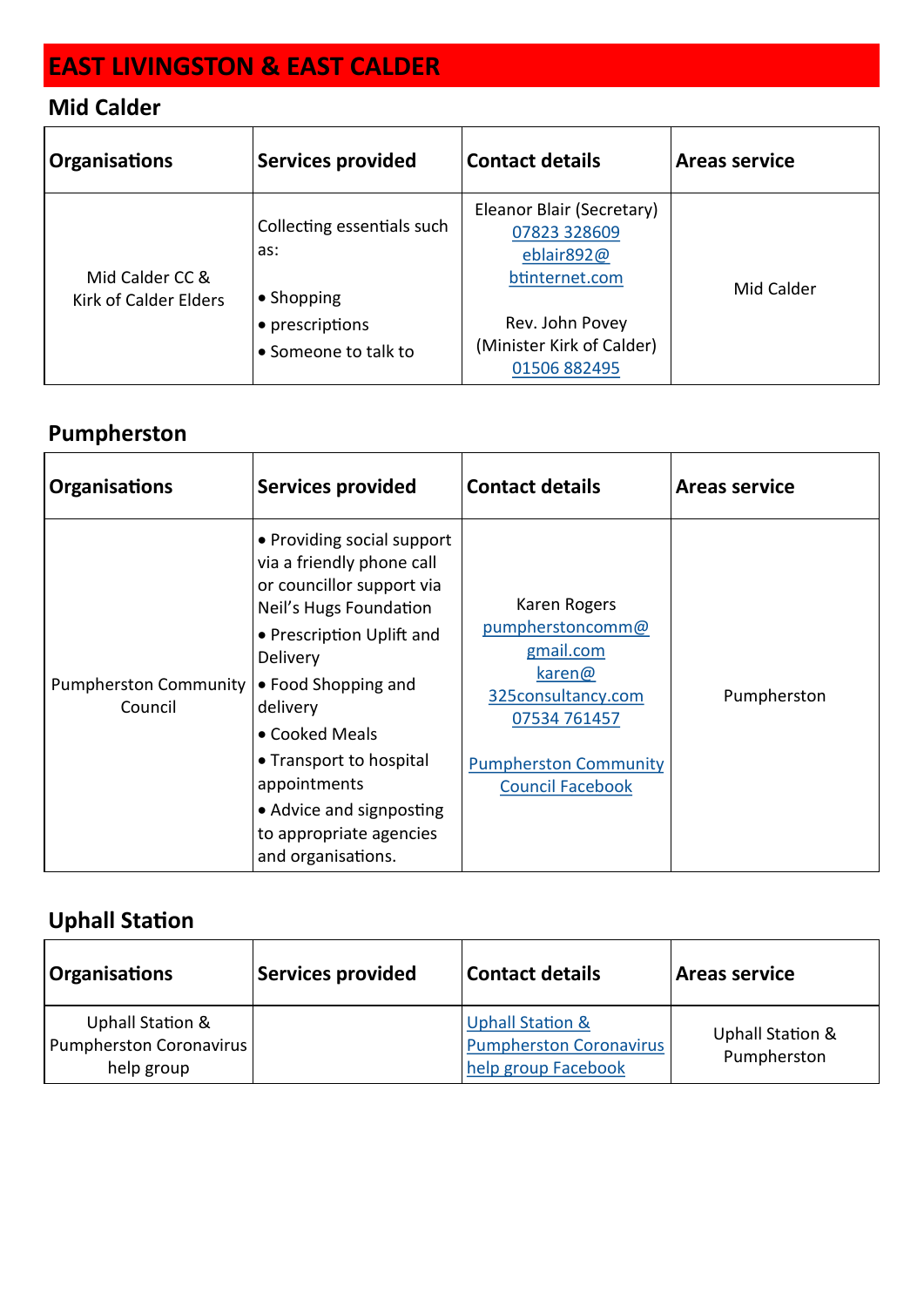# EAST LIVINGSTON & EAST CALDER

## Mid Calder

| Organisations | Services provided | Contact details | Areas service |
|---|---|---|---|
| Mid Calder CC & Kirk of Calder Elders | Collecting essentials such as:<br><br>• Shopping<br>• prescriptions<br>• Someone to talk to | Eleanor Blair (Secretary)<br>07823 328609<br>eblair892@btinternet.com<br><br>Rev. John Povey (Minister Kirk of Calder)<br>01506 882495 | Mid Calder |

## Pumpherston

| Organisations | Services provided | Contact details | Areas service |
|---|---|---|---|
| Pumpherston Community Council | • Providing social support via a friendly phone call or councillor support via Neil's Hugs Foundation<br>• Prescription Uplift and Delivery<br>• Food Shopping and delivery<br>• Cooked Meals<br>• Transport to hospital appointments<br>• Advice and signposting to appropriate agencies and organisations. | Karen Rogers<br>pumpherstoncomm@gmail.com<br>karen@325consultancy.com<br>07534 761457<br><br>Pumpherston Community Council Facebook | Pumpherston |

## Uphall Station

| Organisations | Services provided | Contact details | Areas service |
|---|---|---|---|
| Uphall Station & Pumpherston Coronavirus help group | | Uphall Station & Pumpherston Coronavirus help group Facebook | Uphall Station & Pumpherston |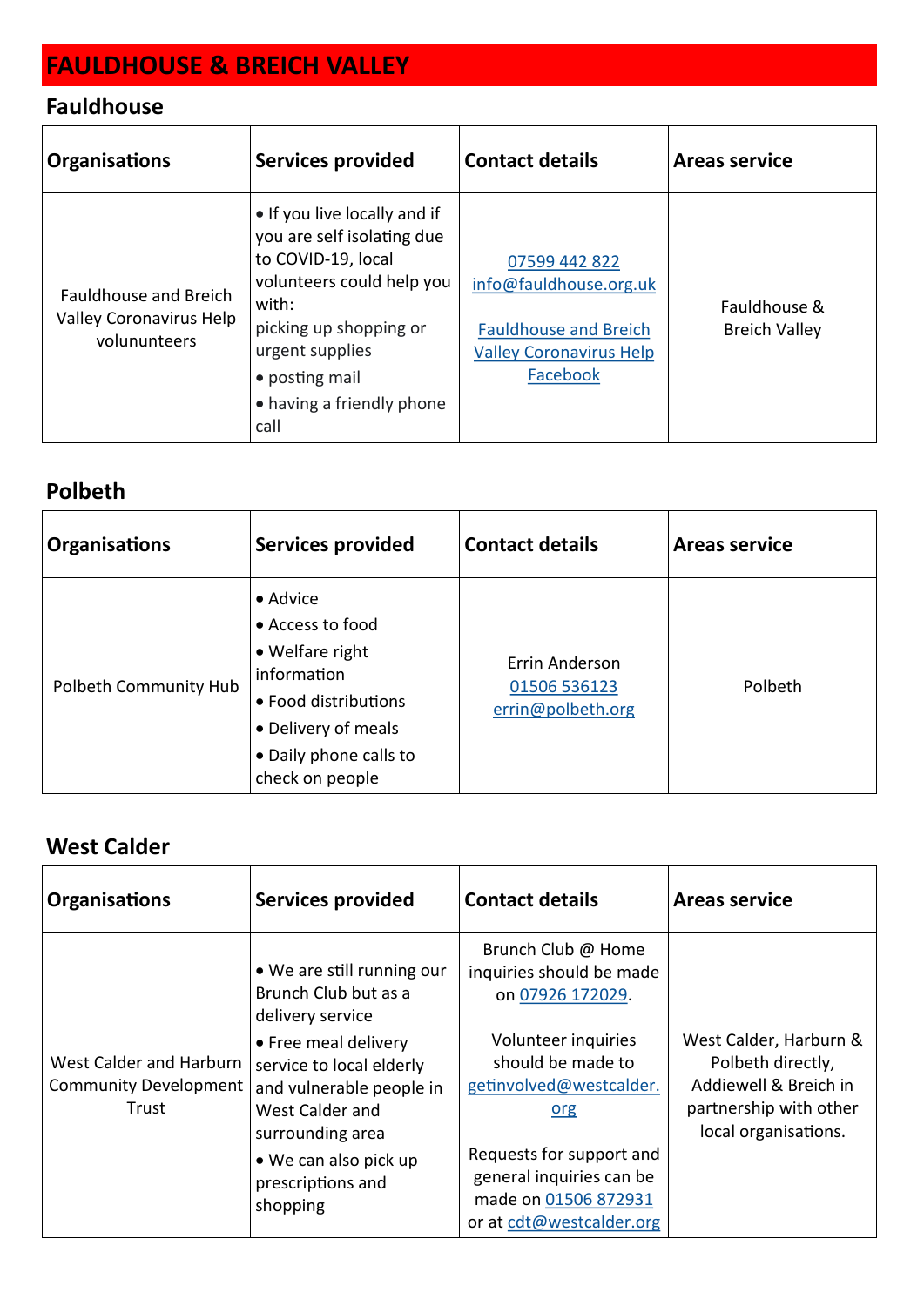# FAULDHOUSE & BREICH VALLEY

## Fauldhouse

| Organisations | Services provided | Contact details | Areas service |
|---|---|---|---|
| Fauldhouse and Breich Valley Coronavirus Help volununteers | • If you live locally and if you are self isolating due to COVID-19, local volunteers could help you with: picking up shopping or urgent supplies<br>• posting mail<br>• having a friendly phone call | 07599 442 822<br>info@fauldhouse.org.uk<br><br>Fauldhouse and Breich Valley Coronavirus Help Facebook | Fauldhouse & Breich Valley |

## Polbeth

| Organisations | Services provided | Contact details | Areas service |
|---|---|---|---|
| Polbeth Community Hub | • Advice<br>• Access to food<br>• Welfare right information<br>• Food distributions<br>• Delivery of meals<br>• Daily phone calls to check on people | Errin Anderson<br>01506 536123<br>errin@polbeth.org | Polbeth |

## West Calder

| Organisations | Services provided | Contact details | Areas service |
|---|---|---|---|
| West Calder and Harburn Community Development Trust | • We are still running our Brunch Club but as a delivery service<br>• Free meal delivery service to local elderly and vulnerable people in West Calder and surrounding area<br>• We can also pick up prescriptions and shopping | Brunch Club @ Home inquiries should be made on 07926 172029.<br><br>Volunteer inquiries should be made to getinvolved@westcalder.org<br><br>Requests for support and general inquiries can be made on 01506 872931 or at cdt@westcalder.org | West Calder, Harburn & Polbeth directly, Addiewell & Breich in partnership with other local organisations. |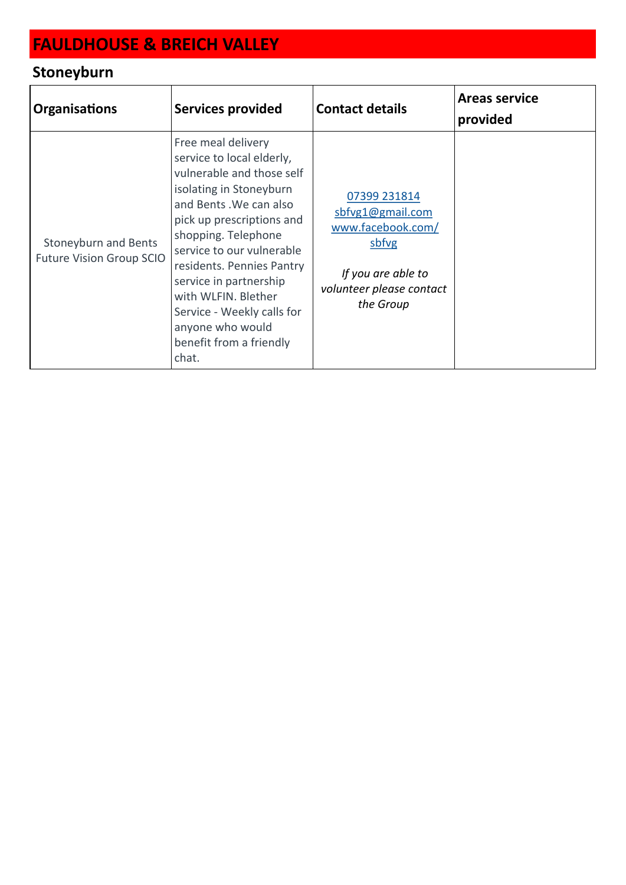# FAULDHOUSE & BREICH VALLEY

## Stoneyburn

| Organisations | Services provided | Contact details | Areas service provided |
|---|---|---|---|
| Stoneyburn and Bents Future Vision Group SCIO | Free meal delivery service to local elderly, vulnerable and those self isolating in Stoneyburn and Bents .We can also pick up prescriptions and shopping. Telephone service to our vulnerable residents. Pennies Pantry service in partnership with WLFIN. Blether Service - Weekly calls for anyone who would benefit from a friendly chat. | 07399 231814<br>sbfvg1@gmail.com<br>www.facebook.com/sbfvg<br><br>*If you are able to volunteer please contact the Group* | |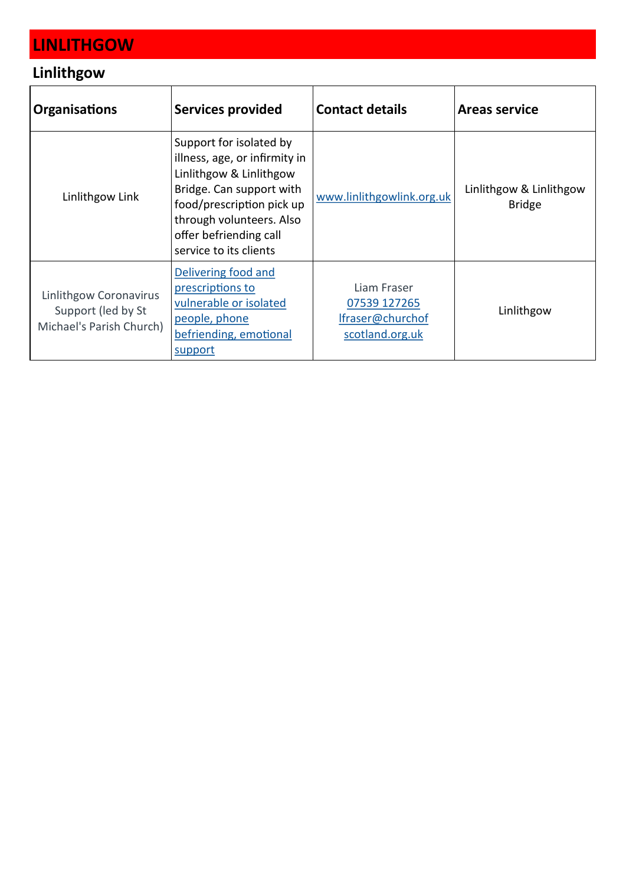# LINLITHGOW

## Linlithgow

| Organisations | Services provided | Contact details | Areas service |
|---|---|---|---|
| Linlithgow Link | Support for isolated by illness, age, or infirmity in Linlithgow & Linlithgow Bridge. Can support with food/prescription pick up through volunteers. Also offer befriending call service to its clients | www.linlithgowlink.org.uk | Linlithgow & Linlithgow Bridge |
| Linlithgow Coronavirus Support (led by St Michael's Parish Church) | Delivering food and prescriptions to vulnerable or isolated people, phone befriending, emotional support | Liam Fraser 07539 127265 lfraser@churchofscotland.org.uk | Linlithgow |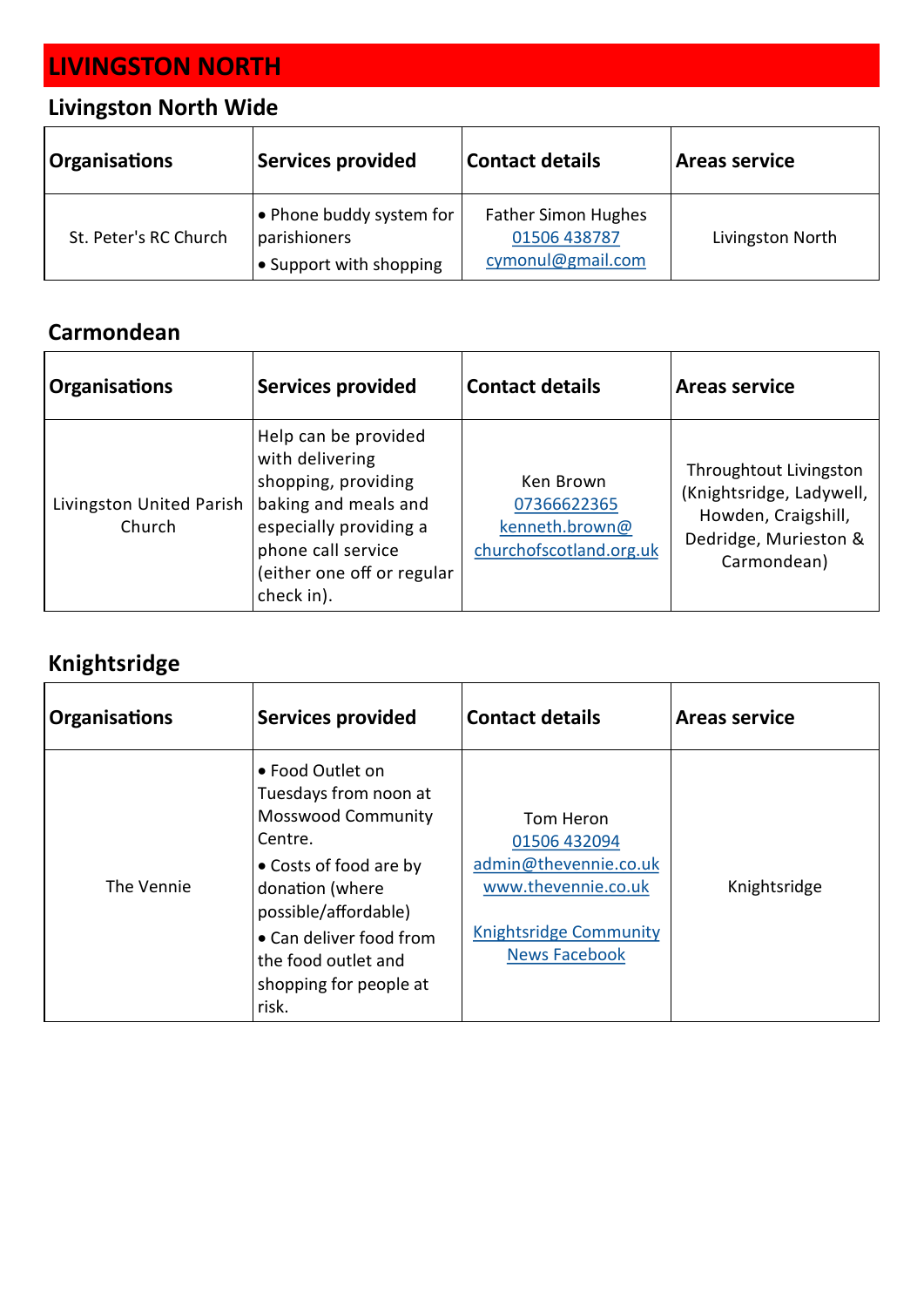# LIVINGSTON NORTH

## Livingston North Wide

| Organisations | Services provided | Contact details | Areas service |
|---|---|---|---|
| St. Peter's RC Church | • Phone buddy system for parishioners<br>• Support with shopping | Father Simon Hughes<br>01506 438787<br>cymonul@gmail.com | Livingston North |

## Carmondean

| Organisations | Services provided | Contact details | Areas service |
|---|---|---|---|
| Livingston United Parish Church | Help can be provided with delivering shopping, providing baking and meals and especially providing a phone call service (either one off or regular check in). | Ken Brown<br>07366622365<br>kenneth.brown@churchofscotland.org.uk | Throughtout Livingston (Knightsridge, Ladywell, Howden, Craigshill, Dedridge, Murieston & Carmondean) |

## Knightsridge

| Organisations | Services provided | Contact details | Areas service |
|---|---|---|---|
| The Vennie | • Food Outlet on Tuesdays from noon at Mosswood Community Centre.<br>• Costs of food are by donation (where possible/affordable)<br>• Can deliver food from the food outlet and shopping for people at risk. | Tom Heron<br>01506 432094<br>admin@thevennie.co.uk<br>www.thevennie.co.uk<br><br>Knightsridge Community News Facebook | Knightsridge |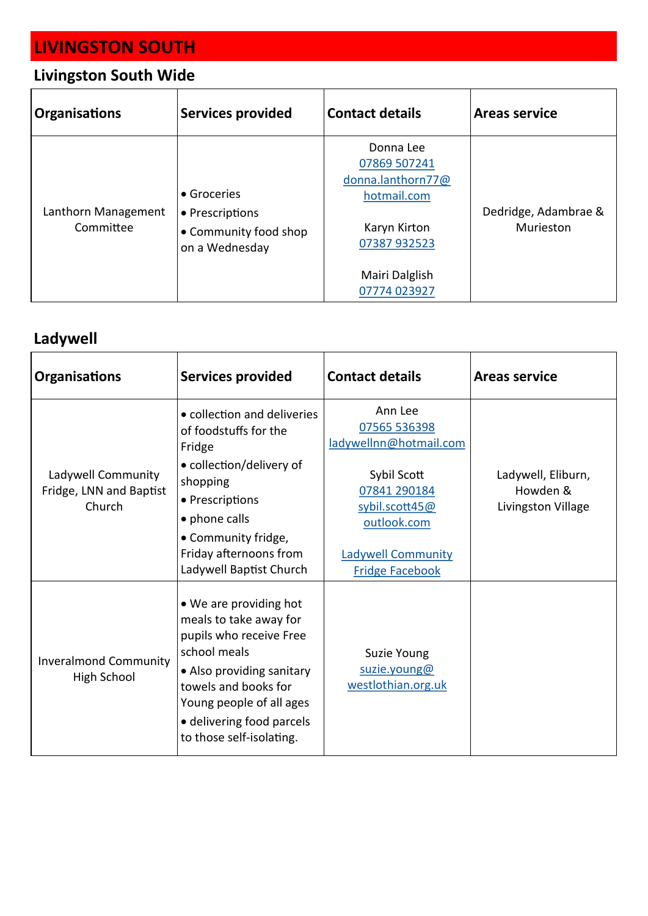# LIVINGSTON SOUTH

## Livingston South Wide

| Organisations | Services provided | Contact details | Areas service |
|---|---|---|---|
| Lanthorn Management Committee | • Groceries<br>• Prescriptions<br>• Community food shop on a Wednesday | Donna Lee<br>07869 507241<br>donna.lanthorn77@hotmail.com<br><br>Karyn Kirton<br>07387 932523<br><br>Mairi Dalglish<br>07774 023927 | Dedridge, Adambrae & Murieston |

## Ladywell

| Organisations | Services provided | Contact details | Areas service |
|---|---|---|---|
| Ladywell Community Fridge, LNN and Baptist Church | • collection and deliveries of foodstuffs for the Fridge<br>• collection/delivery of shopping<br>• Prescriptions<br>• phone calls<br>• Community fridge, Friday afternoons from Ladywell Baptist Church | Ann Lee<br>07565 536398<br>ladywellnn@hotmail.com<br><br>Sybil Scott<br>07841 290184<br>sybil.scott45@outlook.com<br><br>Ladywell Community Fridge Facebook | Ladywell, Eliburn, Howden & Livingston Village |
| Inveralmond Community High School | • We are providing hot meals to take away for pupils who receive Free school meals<br>• Also providing sanitary towels and books for Young people of all ages<br>• delivering food parcels to those self-isolating. | Suzie Young<br>suzie.young@westlothian.org.uk | |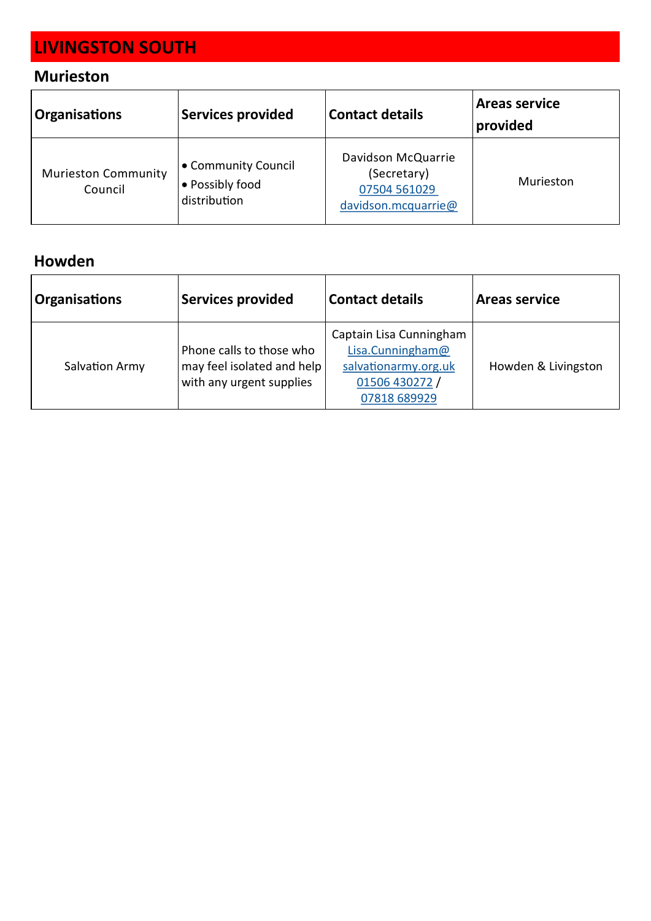# LIVINGSTON SOUTH

## Murieston

| Organisations | Services provided | Contact details | Areas service provided |
|---|---|---|---|
| Murieston Community Council | • Community Council<br>• Possibly food distribution | Davidson McQuarrie (Secretary) 07504 561029 davidson.mcquarrie@ | Murieston |

## Howden

| Organisations | Services provided | Contact details | Areas service |
|---|---|---|---|
| Salvation Army | Phone calls to those who may feel isolated and help with any urgent supplies | Captain Lisa Cunningham Lisa.Cunningham@salvationarmy.org.uk 01506 430272 / 07818 689929 | Howden & Livingston |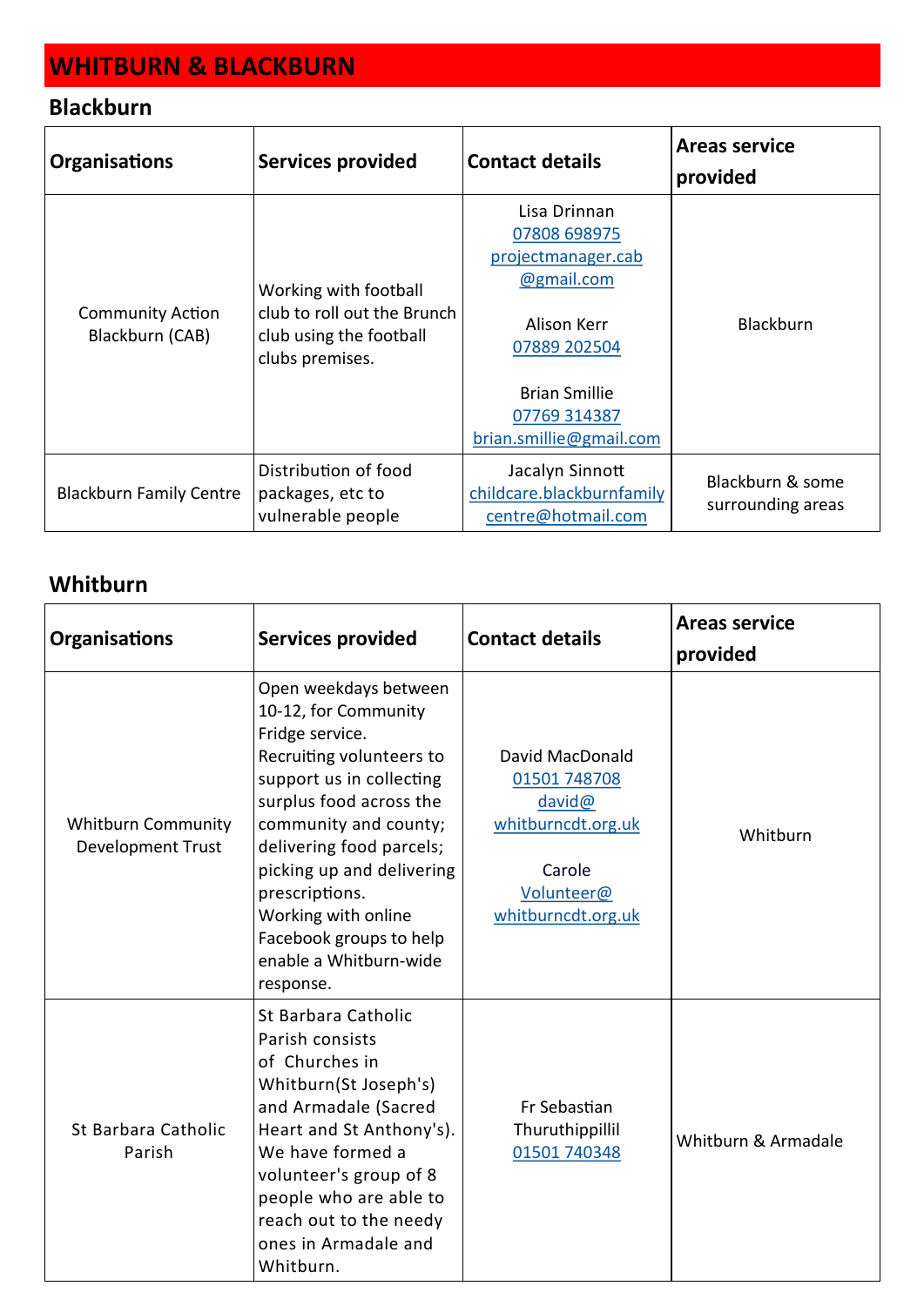# WHITBURN & BLACKBURN

## Blackburn

| Organisations | Services provided | Contact details | Areas service provided |
|---|---|---|---|
| Community Action Blackburn (CAB) | Working with football club to roll out the Brunch club using the football clubs premises. | Lisa Drinnan 07808 698975 projectmanager.cab@gmail.com<br><br>Alison Kerr 07889 202504<br><br>Brian Smillie 07769 314387 brian.smillie@gmail.com | Blackburn |
| Blackburn Family Centre | Distribution of food packages, etc to vulnerable people | Jacalyn Sinnott childcare.blackburnfamilycentre@hotmail.com | Blackburn & some surrounding areas |

## Whitburn

| Organisations | Services provided | Contact details | Areas service provided |
|---|---|---|---|
| Whitburn Community Development Trust | Open weekdays between 10-12, for Community Fridge service.<br>Recruiting volunteers to support us in collecting surplus food across the community and county; delivering food parcels; picking up and delivering prescriptions.<br>Working with online Facebook groups to help enable a Whitburn-wide response. | David MacDonald 01501 748708 david@whitburncdt.org.uk<br><br>Carole Volunteer@whitburncdt.org.uk | Whitburn |
| St Barbara Catholic Parish | St Barbara Catholic Parish consists of Churches in Whitburn(St Joseph's) and Armadale (Sacred Heart and St Anthony's). We have formed a volunteer's group of 8 people who are able to reach out to the needy ones in Armadale and Whitburn. | Fr Sebastian Thuruthippillil 01501 740348 | Whitburn & Armadale |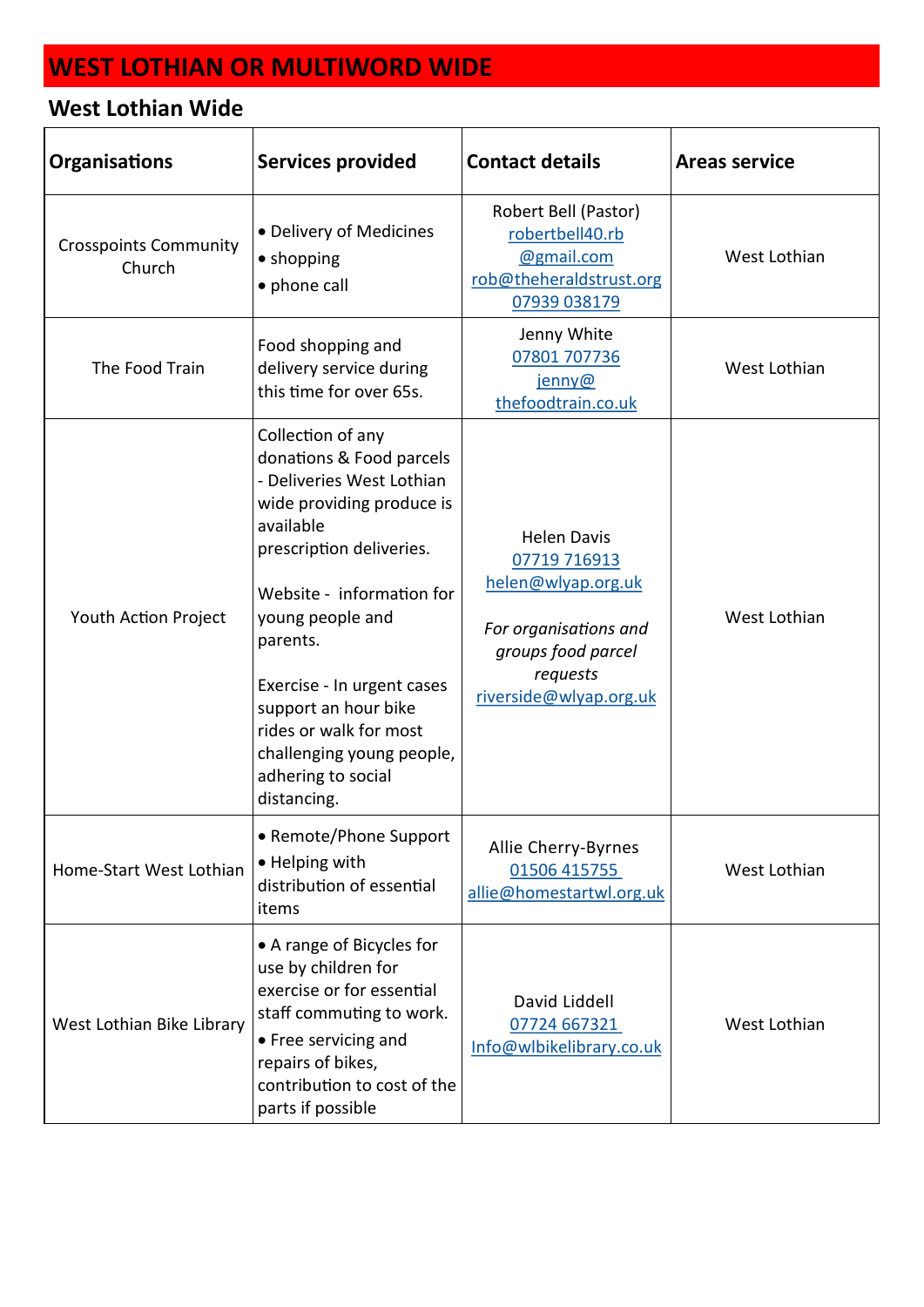# WEST LOTHIAN OR MULTIWORD WIDE

## West Lothian Wide

| Organisations | Services provided | Contact details | Areas service |
|---|---|---|---|
| Crosspoints Community Church | • Delivery of Medicines<br>• shopping<br>• phone call | Robert Bell (Pastor)<br>robertbell40.rb@gmail.com<br>rob@theheraldstrust.org<br>07939 038179 | West Lothian |
| The Food Train | Food shopping and delivery service during this time for over 65s. | Jenny White<br>07801 707736<br>jenny@thefoodtrain.co.uk | West Lothian |
| Youth Action Project | Collection of any donations & Food parcels - Deliveries West Lothian wide providing produce is available prescription deliveries.<br><br>Website - information for young people and parents.<br><br>Exercise - In urgent cases support an hour bike rides or walk for most challenging young people, adhering to social distancing. | Helen Davis<br>07719 716913<br>helen@wlyap.org.uk<br><br>*For organisations and groups food parcel requests*<br>riverside@wlyap.org.uk | West Lothian |
| Home-Start West Lothian | • Remote/Phone Support<br>• Helping with distribution of essential items | Allie Cherry-Byrnes<br>01506 415755<br>allie@homestartwl.org.uk | West Lothian |
| West Lothian Bike Library | • A range of Bicycles for use by children for exercise or for essential staff commuting to work.<br>• Free servicing and repairs of bikes, contribution to cost of the parts if possible | David Liddell<br>07724 667321<br>Info@wlbikelibrary.co.uk | West Lothian |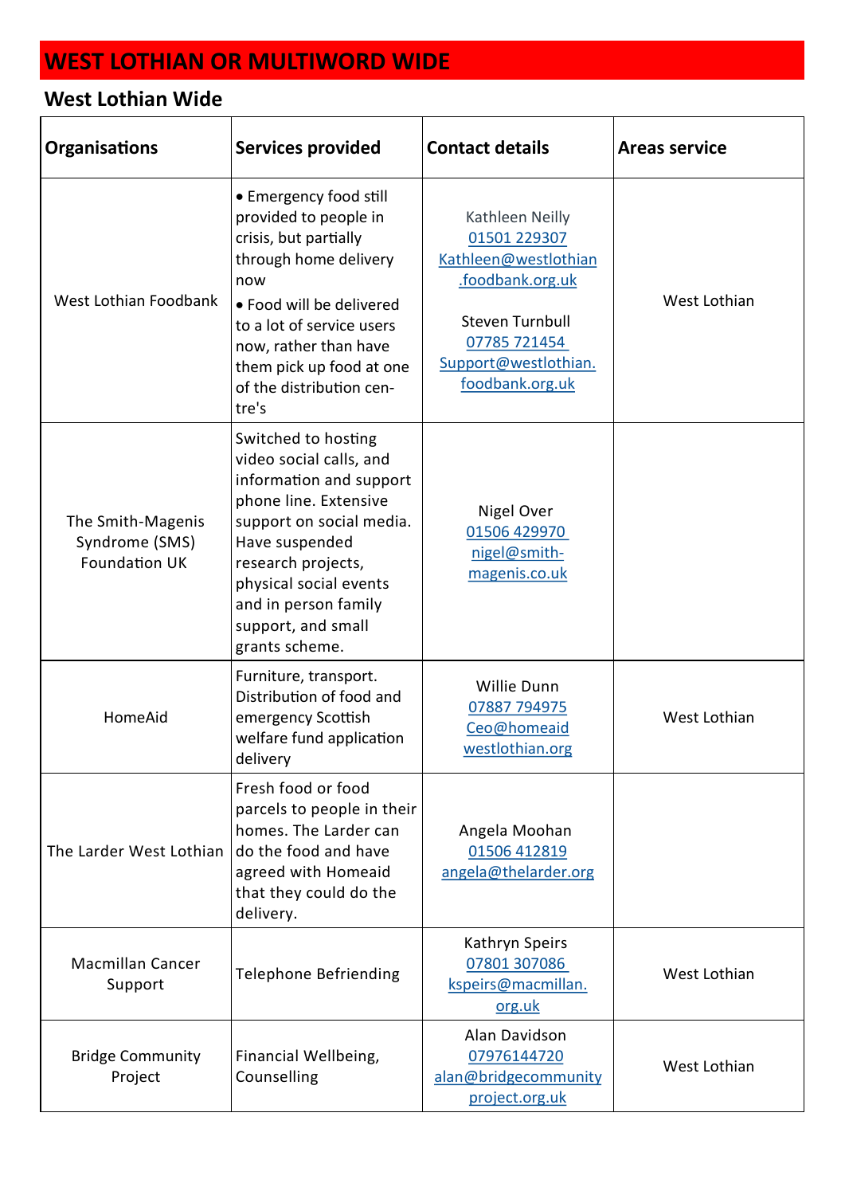# WEST LOTHIAN OR MULTIWORD WIDE

## West Lothian Wide

| Organisations | Services provided | Contact details | Areas service |
|---|---|---|---|
| West Lothian Foodbank | • Emergency food still provided to people in crisis, but partially through home delivery now<br>• Food will be delivered to a lot of service users now, rather than have them pick up food at one of the distribution cen-tre's | Kathleen Neilly<br>01501 229307<br>Kathleen@westlothian.foodbank.org.uk<br><br>Steven Turnbull<br>07785 721454<br>Support@westlothian.foodbank.org.uk | West Lothian |
| The Smith-Magenis Syndrome (SMS) Foundation UK | Switched to hosting video social calls, and information and support phone line. Extensive support on social media. Have suspended research projects, physical social events and in person family support, and small grants scheme. | Nigel Over<br>01506 429970<br>nigel@smith-magenis.co.uk | |
| HomeAid | Furniture, transport. Distribution of food and emergency Scottish welfare fund application delivery | Willie Dunn<br>07887 794975<br>Ceo@homeaidwestlothian.org | West Lothian |
| The Larder West Lothian | Fresh food or food parcels to people in their homes. The Larder can do the food and have agreed with Homeaid that they could do the delivery. | Angela Moohan<br>01506 412819<br>angela@thelarder.org | |
| Macmillan Cancer Support | Telephone Befriending | Kathryn Speirs<br>07801 307086<br>kspeirs@macmillan.org.uk | West Lothian |
| Bridge Community Project | Financial Wellbeing, Counselling | Alan Davidson<br>07976144720<br>alan@bridgecommunityproject.org.uk | West Lothian |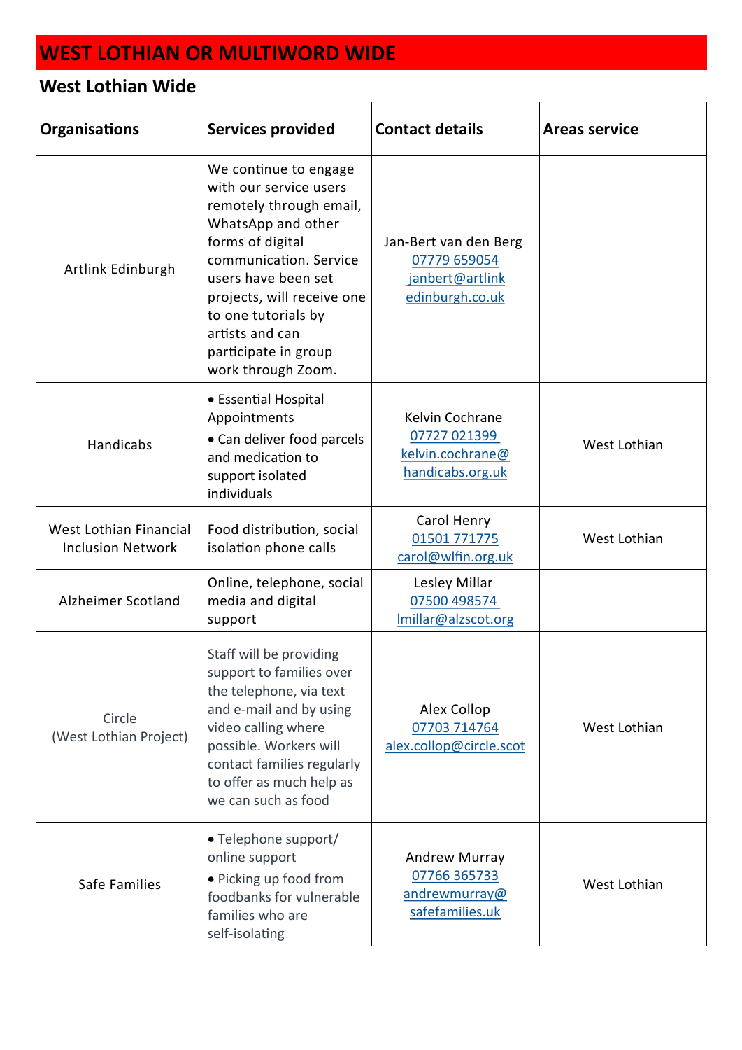# WEST LOTHIAN OR MULTIWORD WIDE

## West Lothian Wide

| Organisations | Services provided | Contact details | Areas service |
|---|---|---|---|
| Artlink Edinburgh | We continue to engage with our service users remotely through email, WhatsApp and other forms of digital communication. Service users have been set projects, will receive one to one tutorials by artists and can participate in group work through Zoom. | Jan-Bert van den Berg 07779 659054 janbert@artlinkedinburgh.co.uk | |
| Handicabs | • Essential Hospital Appointments • Can deliver food parcels and medication to support isolated individuals | Kelvin Cochrane 07727 021399 kelvin.cochrane@handicabs.org.uk | West Lothian |
| West Lothian Financial Inclusion Network | Food distribution, social isolation phone calls | Carol Henry 01501 771775 carol@wlfin.org.uk | West Lothian |
| Alzheimer Scotland | Online, telephone, social media and digital support | Lesley Millar 07500 498574 lmillar@alzscot.org | |
| Circle (West Lothian Project) | Staff will be providing support to families over the telephone, via text and e-mail and by using video calling where possible. Workers will contact families regularly to offer as much help as we can such as food | Alex Collop 07703 714764 alex.collop@circle.scot | West Lothian |
| Safe Families | • Telephone support/ online support • Picking up food from foodbanks for vulnerable families who are self-isolating | Andrew Murray 07766 365733 andrewmurray@safefamilies.uk | West Lothian |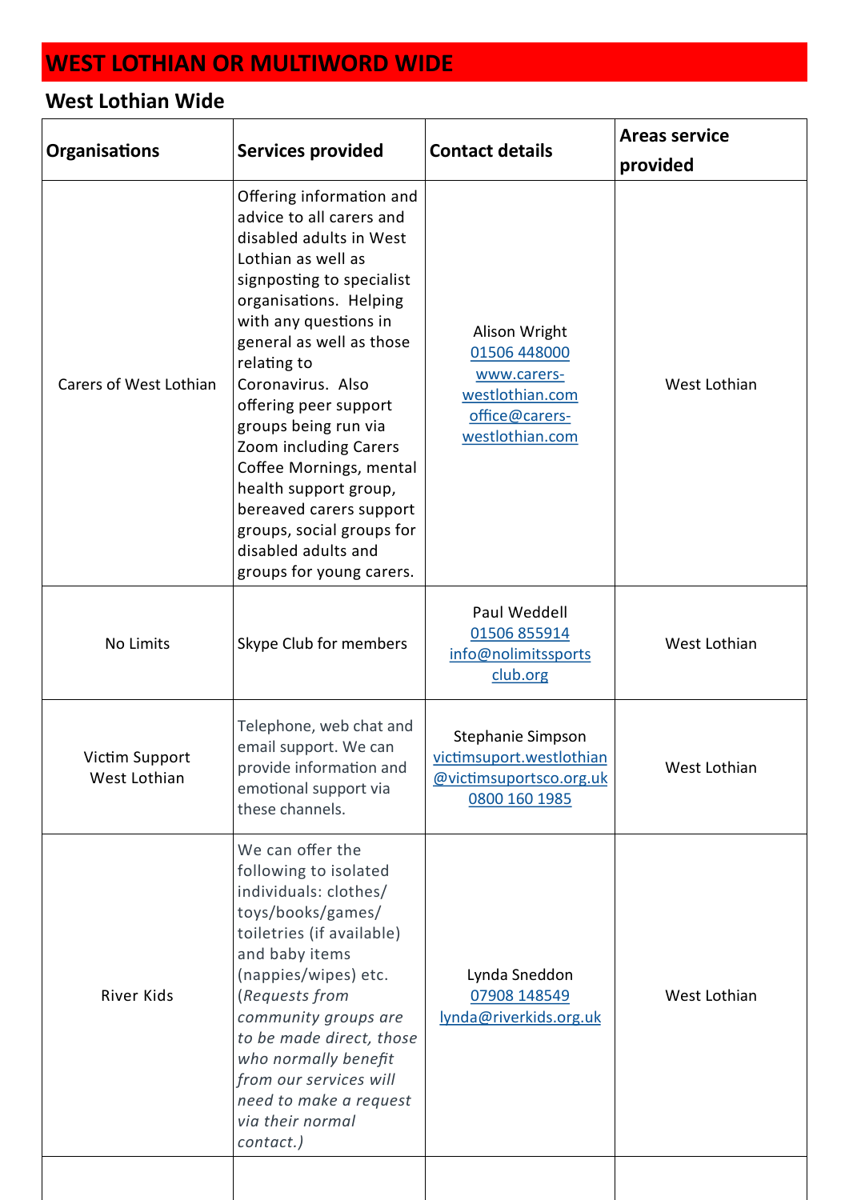# WEST LOTHIAN OR MULTIWORD WIDE

## West Lothian Wide

| Organisations | Services provided | Contact details | Areas service provided |
|---|---|---|---|
| Carers of West Lothian | Offering information and advice to all carers and disabled adults in West Lothian as well as signposting to specialist organisations. Helping with any questions in general as well as those relating to Coronavirus. Also offering peer support groups being run via Zoom including Carers Coffee Mornings, mental health support group, bereaved carers support groups, social groups for disabled adults and groups for young carers. | Alison Wright<br>01506 448000<br>www.carers-westlothian.com<br>office@carers-westlothian.com | West Lothian |
| No Limits | Skype Club for members | Paul Weddell<br>01506 855914<br>info@nolimitssportsclub.org | West Lothian |
| Victim Support West Lothian | Telephone, web chat and email support. We can provide information and emotional support via these channels. | Stephanie Simpson<br>victimsuport.westlothian@victimsuportsco.org.uk<br>0800 160 1985 | West Lothian |
| River Kids | We can offer the following to isolated individuals: clothes/ toys/books/games/ toiletries (if available) and baby items (nappies/wipes) etc. (*Requests from community groups are to be made direct, those who normally benefit from our services will need to make a request via their normal contact.)* | Lynda Sneddon<br>07908 148549<br>lynda@riverkids.org.uk | West Lothian |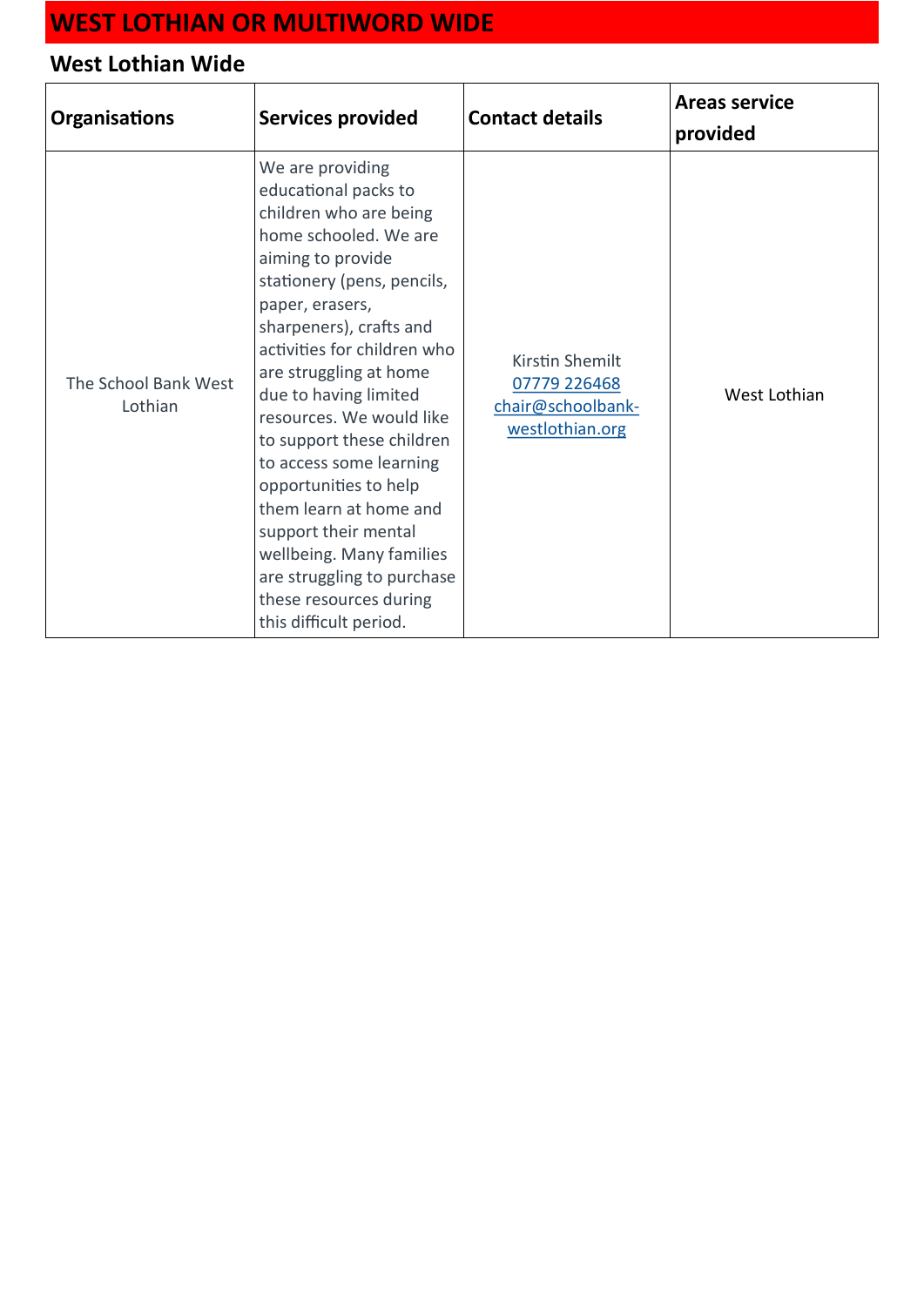# WEST LOTHIAN OR MULTIWORD WIDE

## West Lothian Wide

| Organisations | Services provided | Contact details | Areas service provided |
|---|---|---|---|
| The School Bank West Lothian | We are providing educational packs to children who are being home schooled. We are aiming to provide stationery (pens, pencils, paper, erasers, sharpeners), crafts and activities for children who are struggling at home due to having limited resources. We would like to support these children to access some learning opportunities to help them learn at home and support their mental wellbeing. Many families are struggling to purchase these resources during this difficult period. | Kirstin Shemilt<br>07779 226468<br>chair@schoolbank-westlothian.org | West Lothian |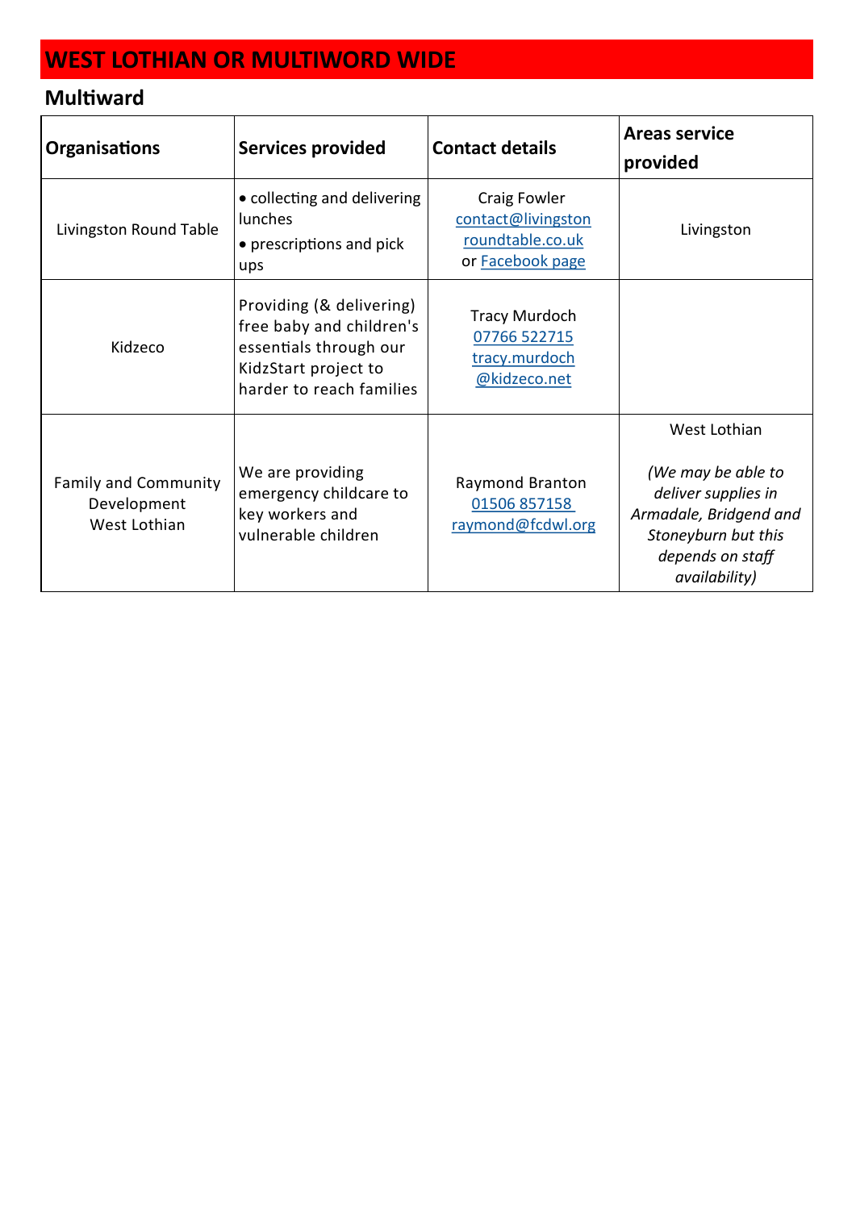# WEST LOTHIAN OR MULTIWORD WIDE

## Multiward

| Organisations | Services provided | Contact details | Areas service provided |
|---|---|---|---|
| Livingston Round Table | • collecting and delivering lunches<br>• prescriptions and pick ups | Craig Fowler<br>contact@livingstonroundtable.co.uk<br>or Facebook page | Livingston |
| Kidzeco | Providing (& delivering) free baby and children's essentials through our KidzStart project to harder to reach families | Tracy Murdoch<br>07766 522715<br>tracy.murdoch@kidzeco.net | |
| Family and Community Development West Lothian | We are providing emergency childcare to key workers and vulnerable children | Raymond Branton<br>01506 857158<br>raymond@fcdwl.org | West Lothian<br><br>*(We may be able to deliver supplies in Armadale, Bridgend and Stoneyburn but this depends on staff availability)* |